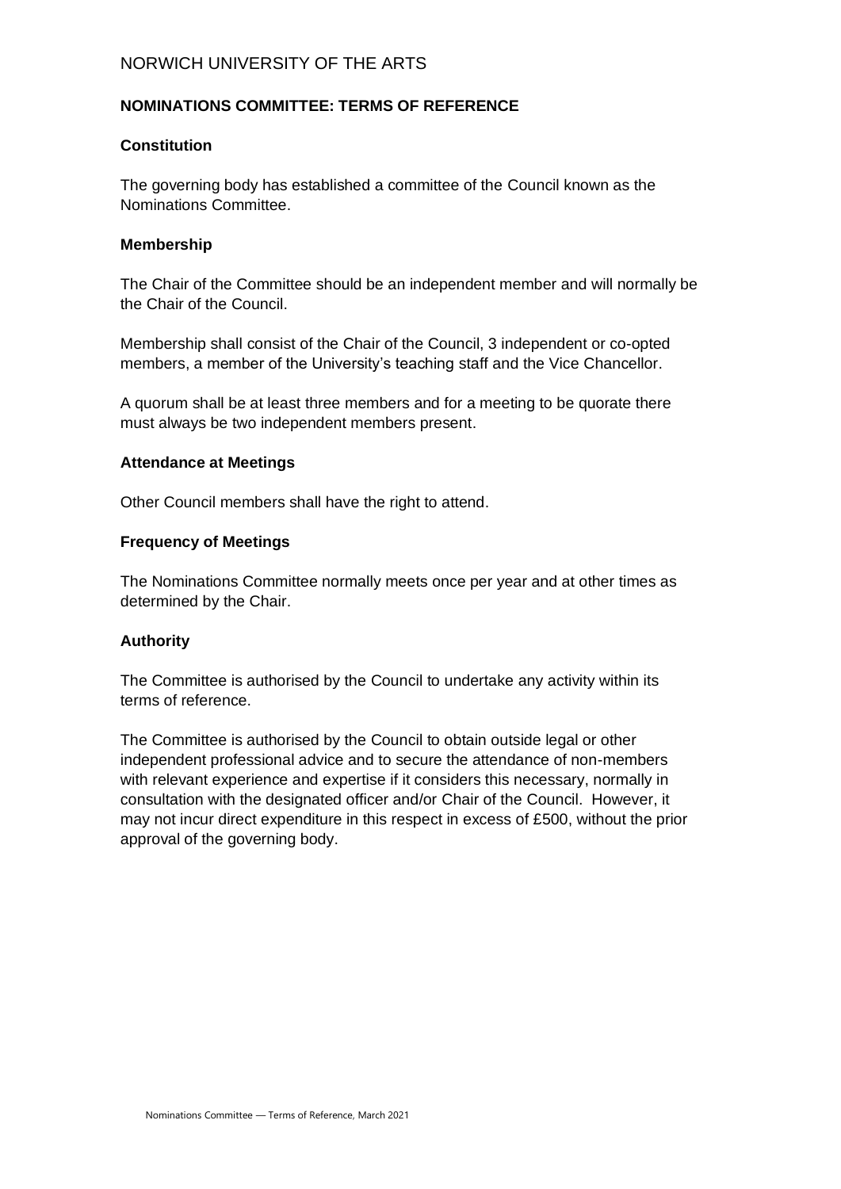# NORWICH UNIVERSITY OF THE ARTS

## NOMINATIONS COMMITTEE: TERMS OF REFERENCE

### Constitution

The governing body has established a committee of the Council known as the Nominations Committee.

### Membership

The Chair of the Committee should be an independent member and will normally be the Chair of the Council.

Membership shall consist of the Chair of the Council, 3 independent or co-opted members, a member of the University's teaching staff and the Vice Chancellor.

A quorum shall be at least three members and for a meeting to be quorate there must always be two independent members present.

### Attendance at Meetings

Other Council members shall have the right to attend.

### Frequency of Meetings

The Nominations Committee normally meets once per year and at other times as determined by the Chair.

### Authority

The Committee is authorised by the Council to undertake any activity within its terms of reference.

The Committee is authorised by the Council to obtain outside legal or other independent professional advice and to secure the attendance of non-members with relevant experience and expertise if it considers this necessary, normally in consultation with the designated officer and/or Chair of the Council. However, it may not incur direct expenditure in this respect in excess of £500, without the prior approval of the governing body.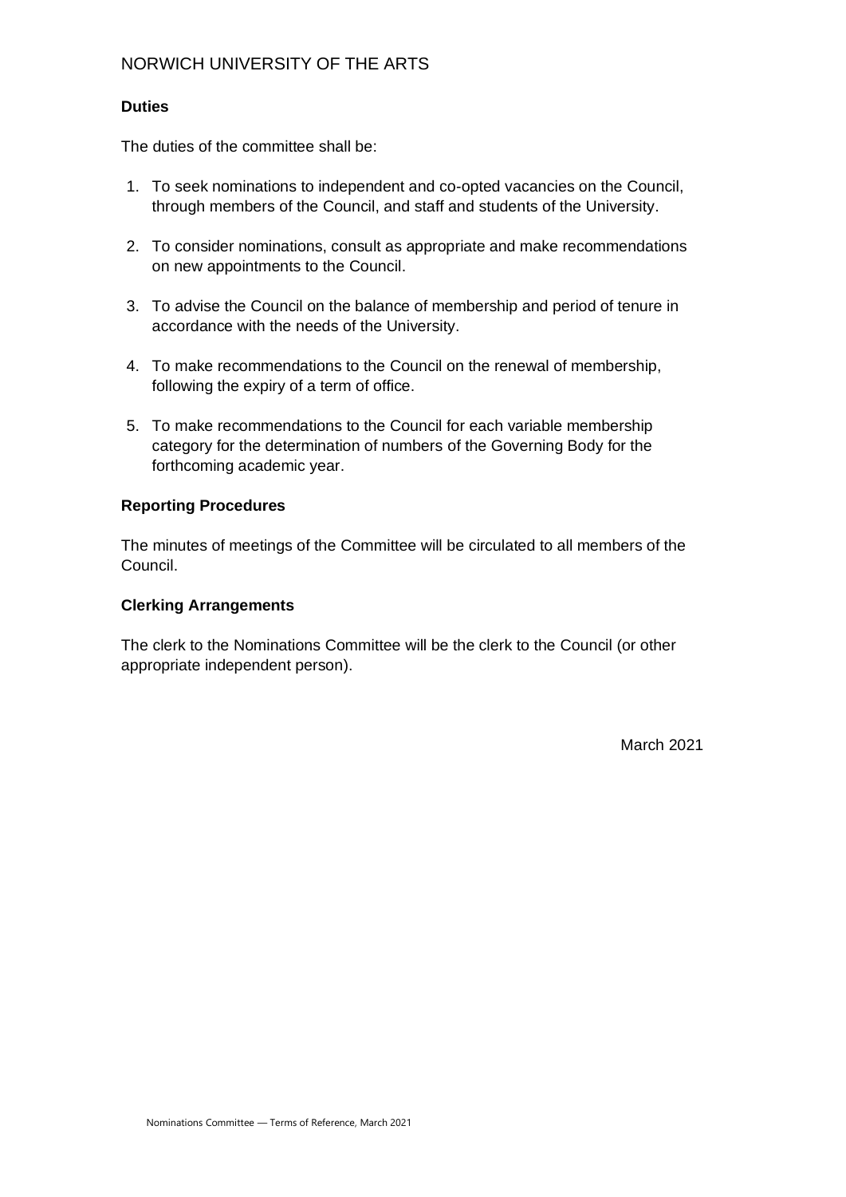NORWICH UNIVERSITY OF THE ARTS

**Duties**

The duties of the committee shall be:

1. To seek nominations to independent and co-opted vacancies on the Council, through members of the Council, and staff and students of the University.
2. To consider nominations, consult as appropriate and make recommendations on new appointments to the Council.
3. To advise the Council on the balance of membership and period of tenure in accordance with the needs of the University.
4. To make recommendations to the Council on the renewal of membership, following the expiry of a term of office.
5. To make recommendations to the Council for each variable membership category for the determination of numbers of the Governing Body for the forthcoming academic year.

**Reporting Procedures**

The minutes of meetings of the Committee will be circulated to all members of the Council.

**Clerking Arrangements**

The clerk to the Nominations Committee will be the clerk to the Council (or other appropriate independent person).

March 2021